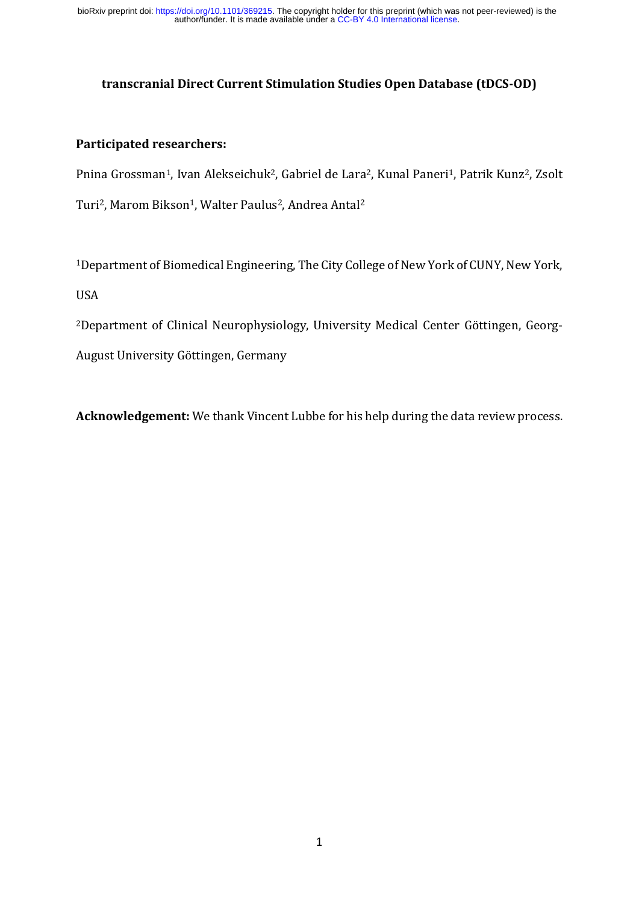# transcranial Direct Current Stimulation Studies Open Database (tDCS-OD)

**Participated researchers:**

Pnina Grossman[1], Ivan Alekseichuk[2], Gabriel de Lara[2], Kunal Paneri[1], Patrik Kunz[2], Zsolt Turi[2], Marom Bikson[1], Walter Paulus[2], Andrea Antal[2]

[1]Department of Biomedical Engineering, The City College of New York of CUNY, New York, USA

[2]Department of Clinical Neurophysiology, University Medical Center Göttingen, Georg-August University Göttingen, Germany

**Acknowledgement:** We thank Vincent Lubbe for his help during the data review process.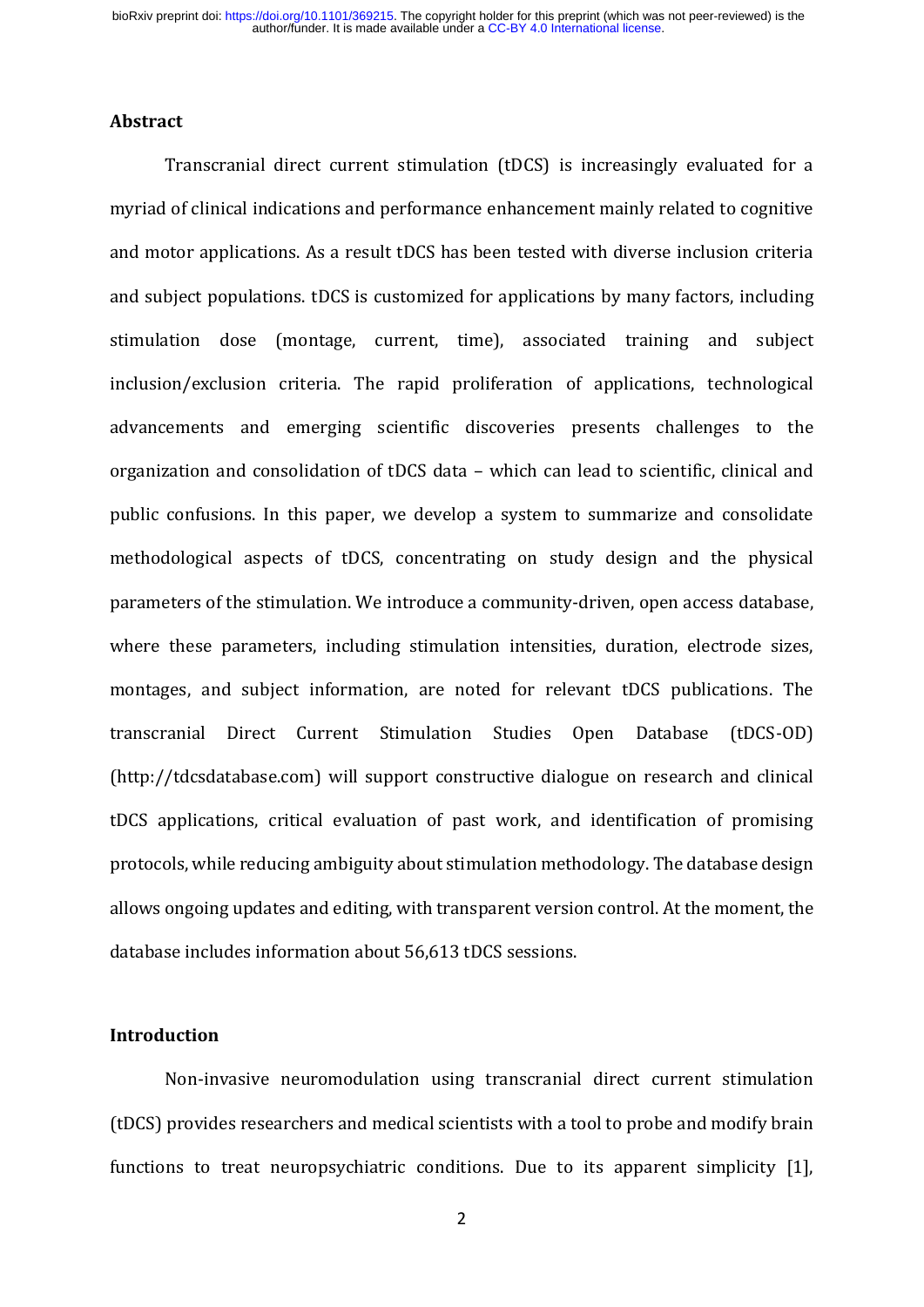## Abstract

Transcranial direct current stimulation (tDCS) is increasingly evaluated for a myriad of clinical indications and performance enhancement mainly related to cognitive and motor applications. As a result tDCS has been tested with diverse inclusion criteria and subject populations. tDCS is customized for applications by many factors, including stimulation dose (montage, current, time), associated training and subject inclusion/exclusion criteria. The rapid proliferation of applications, technological advancements and emerging scientific discoveries presents challenges to the organization and consolidation of tDCS data – which can lead to scientific, clinical and public confusions. In this paper, we develop a system to summarize and consolidate methodological aspects of tDCS, concentrating on study design and the physical parameters of the stimulation. We introduce a community-driven, open access database, where these parameters, including stimulation intensities, duration, electrode sizes, montages, and subject information, are noted for relevant tDCS publications. The transcranial Direct Current Stimulation Studies Open Database (tDCS-OD) (http://tdcsdatabase.com) will support constructive dialogue on research and clinical tDCS applications, critical evaluation of past work, and identification of promising protocols, while reducing ambiguity about stimulation methodology. The database design allows ongoing updates and editing, with transparent version control. At the moment, the database includes information about 56,613 tDCS sessions.

## Introduction

Non-invasive neuromodulation using transcranial direct current stimulation (tDCS) provides researchers and medical scientists with a tool to probe and modify brain functions to treat neuropsychiatric conditions. Due to its apparent simplicity [1],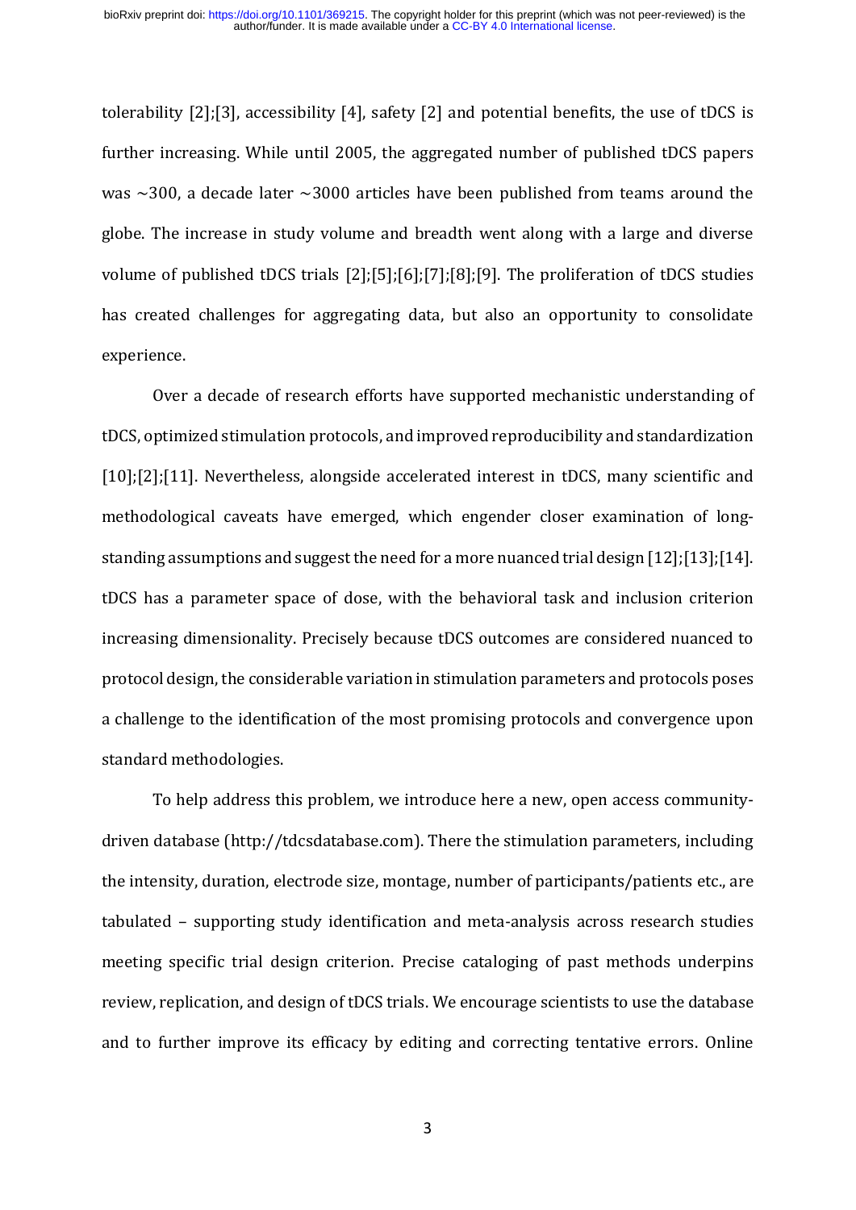tolerability [2];[3], accessibility [4], safety [2] and potential benefits, the use of tDCS is further increasing. While until 2005, the aggregated number of published tDCS papers was ~300, a decade later ~3000 articles have been published from teams around the globe. The increase in study volume and breadth went along with a large and diverse volume of published tDCS trials [2];[5];[6];[7];[8];[9]. The proliferation of tDCS studies has created challenges for aggregating data, but also an opportunity to consolidate experience.

Over a decade of research efforts have supported mechanistic understanding of tDCS, optimized stimulation protocols, and improved reproducibility and standardization [10];[2];[11]. Nevertheless, alongside accelerated interest in tDCS, many scientific and methodological caveats have emerged, which engender closer examination of long-standing assumptions and suggest the need for a more nuanced trial design [12];[13];[14]. tDCS has a parameter space of dose, with the behavioral task and inclusion criterion increasing dimensionality. Precisely because tDCS outcomes are considered nuanced to protocol design, the considerable variation in stimulation parameters and protocols poses a challenge to the identification of the most promising protocols and convergence upon standard methodologies.

To help address this problem, we introduce here a new, open access community-driven database (http://tdcsdatabase.com). There the stimulation parameters, including the intensity, duration, electrode size, montage, number of participants/patients etc., are tabulated – supporting study identification and meta-analysis across research studies meeting specific trial design criterion. Precise cataloging of past methods underpins review, replication, and design of tDCS trials. We encourage scientists to use the database and to further improve its efficacy by editing and correcting tentative errors. Online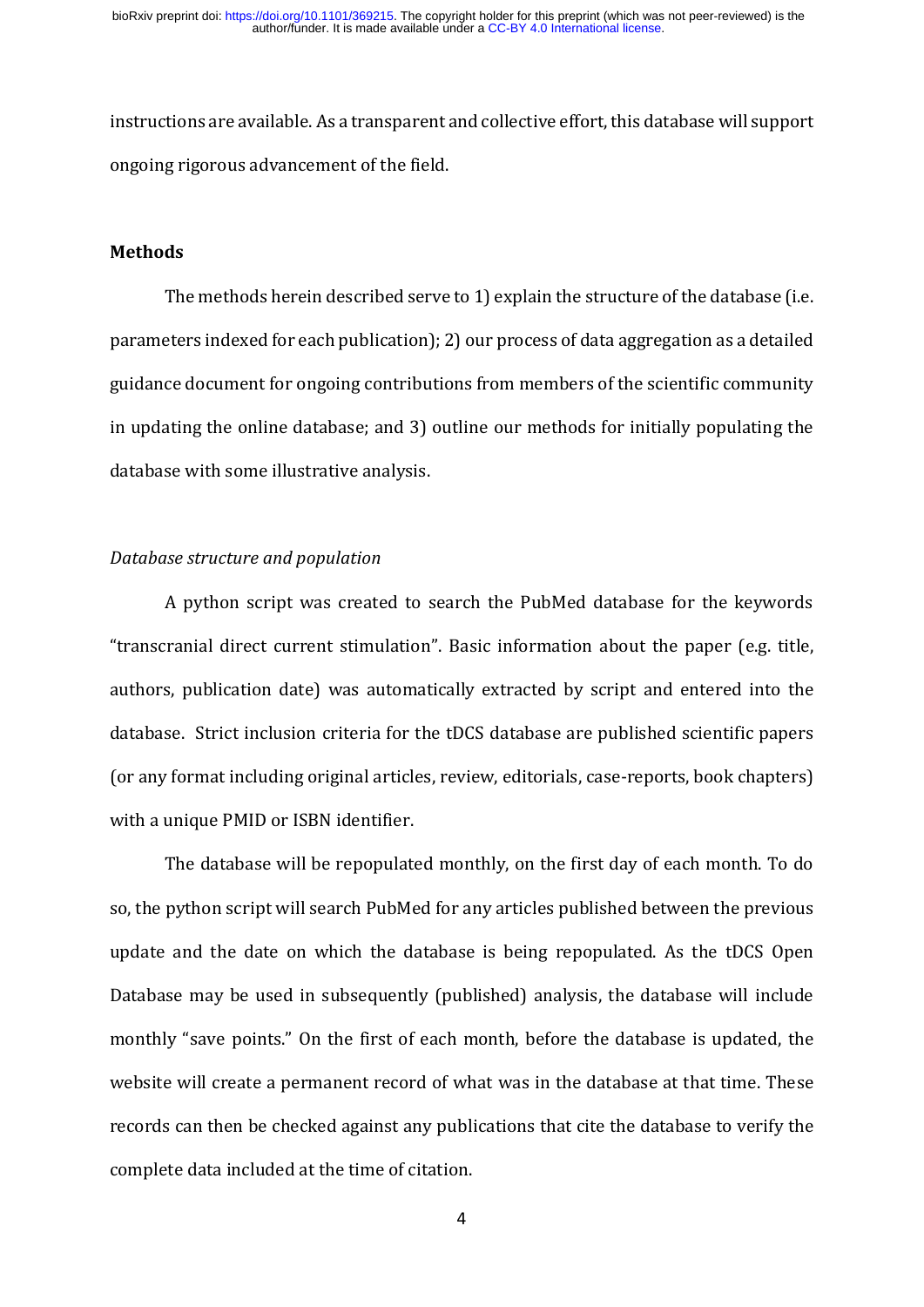instructions are available. As a transparent and collective effort, this database will support ongoing rigorous advancement of the field.

## Methods

The methods herein described serve to 1) explain the structure of the database (i.e. parameters indexed for each publication); 2) our process of data aggregation as a detailed guidance document for ongoing contributions from members of the scientific community in updating the online database; and 3) outline our methods for initially populating the database with some illustrative analysis.

### *Database structure and population*

A python script was created to search the PubMed database for the keywords "transcranial direct current stimulation". Basic information about the paper (e.g. title, authors, publication date) was automatically extracted by script and entered into the database. Strict inclusion criteria for the tDCS database are published scientific papers (or any format including original articles, review, editorials, case-reports, book chapters) with a unique PMID or ISBN identifier.

The database will be repopulated monthly, on the first day of each month. To do so, the python script will search PubMed for any articles published between the previous update and the date on which the database is being repopulated. As the tDCS Open Database may be used in subsequently (published) analysis, the database will include monthly "save points." On the first of each month, before the database is updated, the website will create a permanent record of what was in the database at that time. These records can then be checked against any publications that cite the database to verify the complete data included at the time of citation.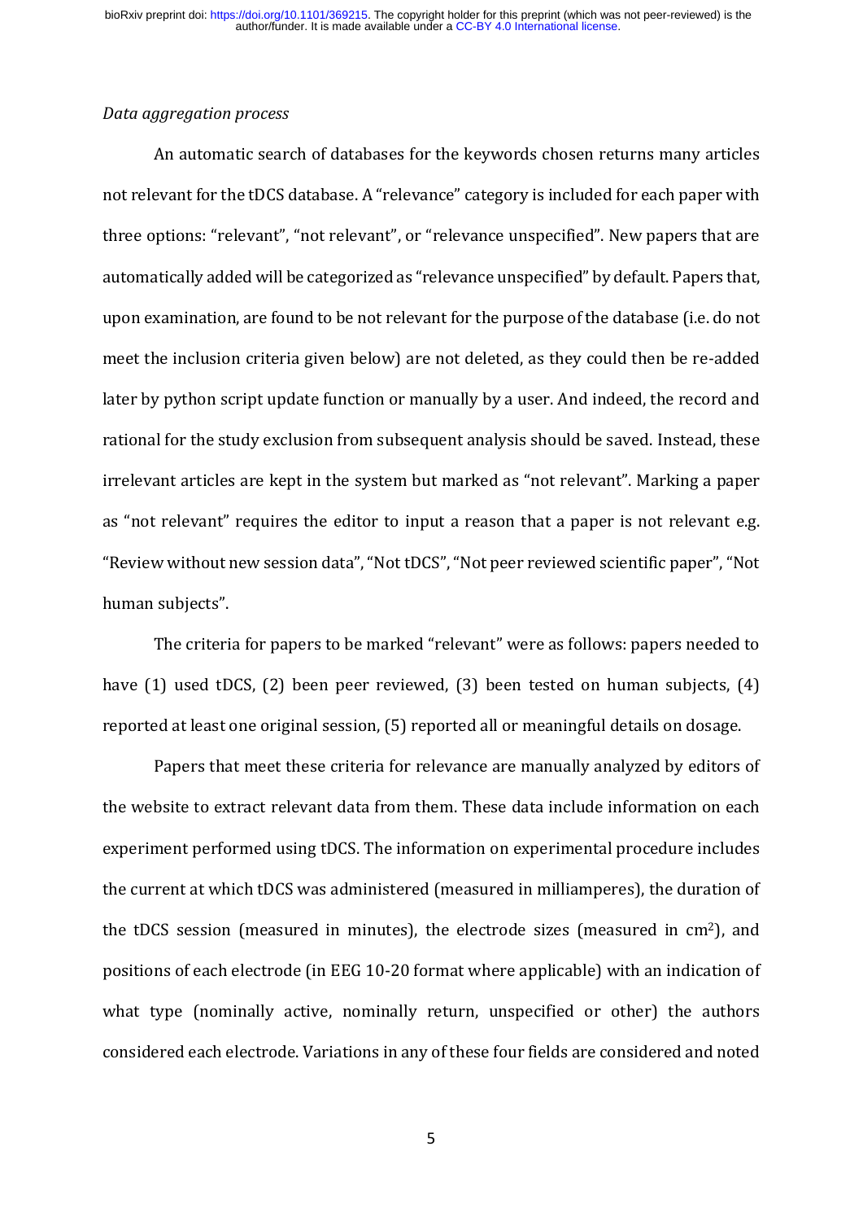*Data aggregation process*

An automatic search of databases for the keywords chosen returns many articles not relevant for the tDCS database. A "relevance" category is included for each paper with three options: "relevant", "not relevant", or "relevance unspecified". New papers that are automatically added will be categorized as "relevance unspecified" by default. Papers that, upon examination, are found to be not relevant for the purpose of the database (i.e. do not meet the inclusion criteria given below) are not deleted, as they could then be re-added later by python script update function or manually by a user. And indeed, the record and rational for the study exclusion from subsequent analysis should be saved. Instead, these irrelevant articles are kept in the system but marked as "not relevant". Marking a paper as "not relevant" requires the editor to input a reason that a paper is not relevant e.g. "Review without new session data", "Not tDCS", "Not peer reviewed scientific paper", "Not human subjects".

The criteria for papers to be marked "relevant" were as follows: papers needed to have (1) used tDCS, (2) been peer reviewed, (3) been tested on human subjects, (4) reported at least one original session, (5) reported all or meaningful details on dosage.

Papers that meet these criteria for relevance are manually analyzed by editors of the website to extract relevant data from them. These data include information on each experiment performed using tDCS. The information on experimental procedure includes the current at which tDCS was administered (measured in milliamperes), the duration of the tDCS session (measured in minutes), the electrode sizes (measured in $cm^2$), and positions of each electrode (in EEG 10-20 format where applicable) with an indication of what type (nominally active, nominally return, unspecified or other) the authors considered each electrode. Variations in any of these four fields are considered and noted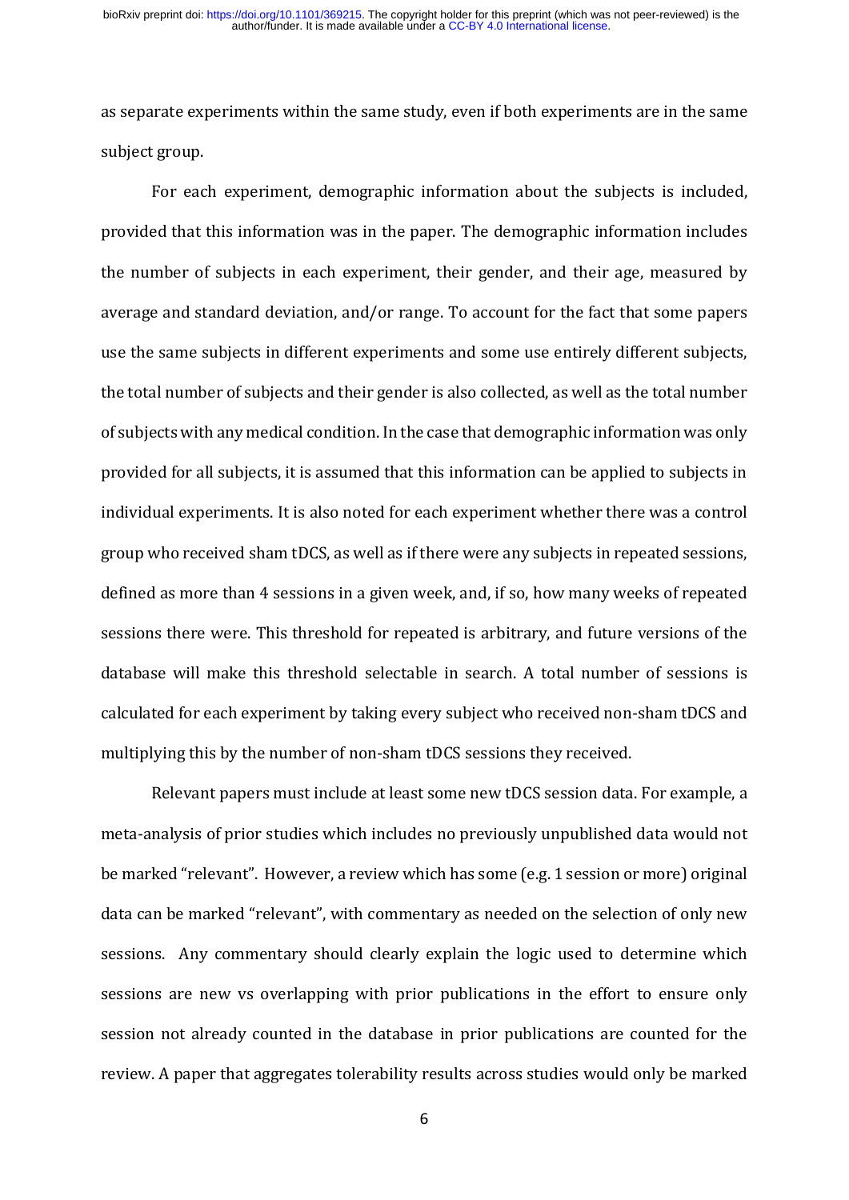as separate experiments within the same study, even if both experiments are in the same subject group.

For each experiment, demographic information about the subjects is included, provided that this information was in the paper. The demographic information includes the number of subjects in each experiment, their gender, and their age, measured by average and standard deviation, and/or range. To account for the fact that some papers use the same subjects in different experiments and some use entirely different subjects, the total number of subjects and their gender is also collected, as well as the total number of subjects with any medical condition. In the case that demographic information was only provided for all subjects, it is assumed that this information can be applied to subjects in individual experiments. It is also noted for each experiment whether there was a control group who received sham tDCS, as well as if there were any subjects in repeated sessions, defined as more than 4 sessions in a given week, and, if so, how many weeks of repeated sessions there were. This threshold for repeated is arbitrary, and future versions of the database will make this threshold selectable in search. A total number of sessions is calculated for each experiment by taking every subject who received non-sham tDCS and multiplying this by the number of non-sham tDCS sessions they received.

Relevant papers must include at least some new tDCS session data. For example, a meta-analysis of prior studies which includes no previously unpublished data would not be marked "relevant". However, a review which has some (e.g. 1 session or more) original data can be marked "relevant", with commentary as needed on the selection of only new sessions. Any commentary should clearly explain the logic used to determine which sessions are new vs overlapping with prior publications in the effort to ensure only session not already counted in the database in prior publications are counted for the review. A paper that aggregates tolerability results across studies would only be marked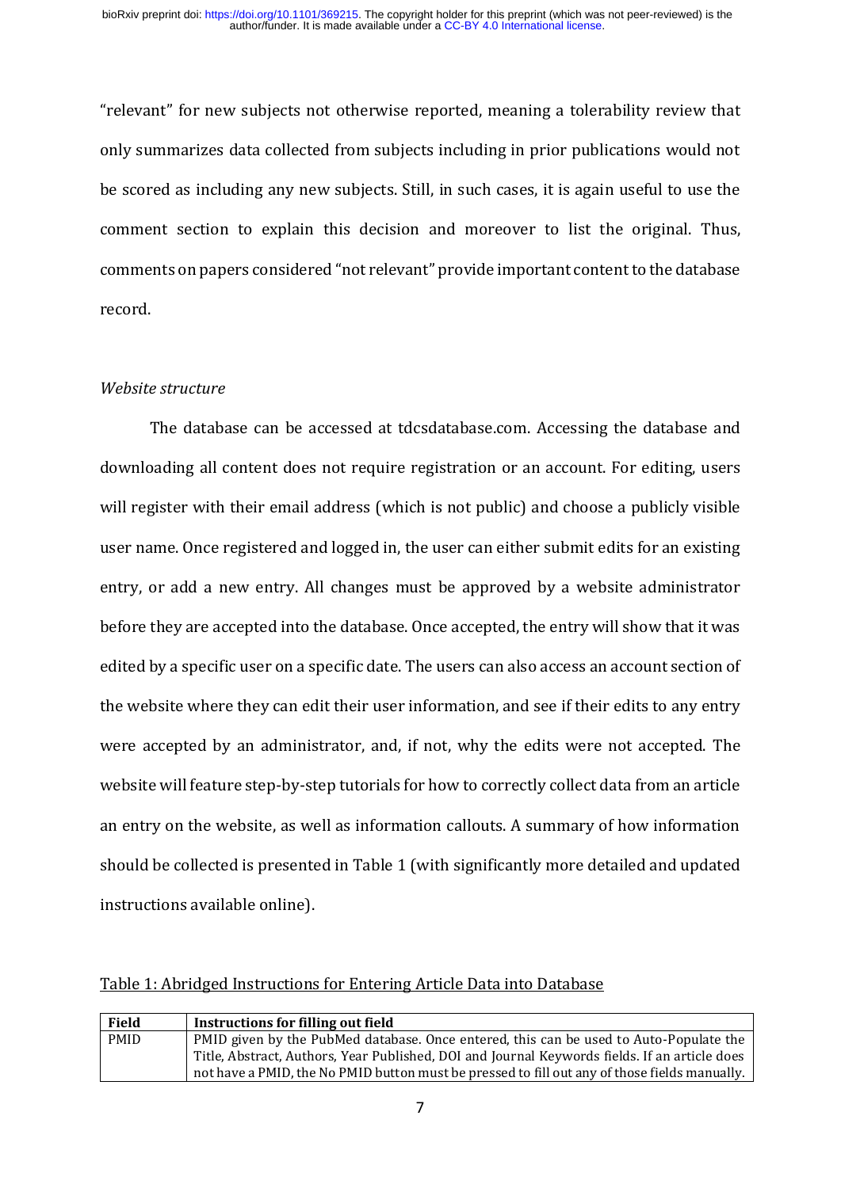"relevant" for new subjects not otherwise reported, meaning a tolerability review that only summarizes data collected from subjects including in prior publications would not be scored as including any new subjects. Still, in such cases, it is again useful to use the comment section to explain this decision and moreover to list the original. Thus, comments on papers considered "not relevant" provide important content to the database record.

*Website structure*

The database can be accessed at tdcsdatabase.com. Accessing the database and downloading all content does not require registration or an account. For editing, users will register with their email address (which is not public) and choose a publicly visible user name. Once registered and logged in, the user can either submit edits for an existing entry, or add a new entry. All changes must be approved by a website administrator before they are accepted into the database. Once accepted, the entry will show that it was edited by a specific user on a specific date. The users can also access an account section of the website where they can edit their user information, and see if their edits to any entry were accepted by an administrator, and, if not, why the edits were not accepted. The website will feature step-by-step tutorials for how to correctly collect data from an article an entry on the website, as well as information callouts. A summary of how information should be collected is presented in Table 1 (with significantly more detailed and updated instructions available online).

Table 1: Abridged Instructions for Entering Article Data into Database

| Field | Instructions for filling out field |
| --- | --- |
| PMID | PMID given by the PubMed database. Once entered, this can be used to Auto-Populate the Title, Abstract, Authors, Year Published, DOI and Journal Keywords fields. If an article does not have a PMID, the No PMID button must be pressed to fill out any of those fields manually. |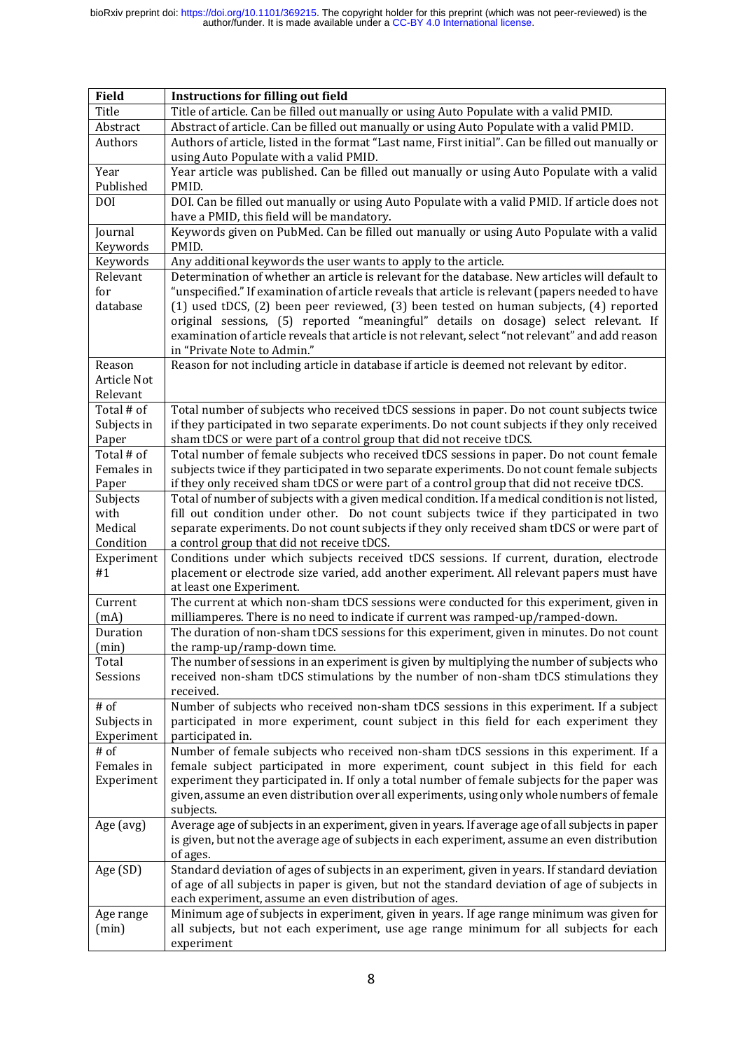| Field | Instructions for filling out field |
|---|---|
| Title | Title of article. Can be filled out manually or using Auto Populate with a valid PMID. |
| Abstract | Abstract of article. Can be filled out manually or using Auto Populate with a valid PMID. |
| Authors | Authors of article, listed in the format "Last name, First initial". Can be filled out manually or using Auto Populate with a valid PMID. |
| Year Published | Year article was published. Can be filled out manually or using Auto Populate with a valid PMID. |
| DOI | DOI. Can be filled out manually or using Auto Populate with a valid PMID. If article does not have a PMID, this field will be mandatory. |
| Journal Keywords | Keywords given on PubMed. Can be filled out manually or using Auto Populate with a valid PMID. |
| Keywords | Any additional keywords the user wants to apply to the article. |
| Relevant for database | Determination of whether an article is relevant for the database. New articles will default to "unspecified." If examination of article reveals that article is relevant (papers needed to have (1) used tDCS, (2) been peer reviewed, (3) been tested on human subjects, (4) reported original sessions, (5) reported "meaningful" details on dosage) select relevant. If examination of article reveals that article is not relevant, select "not relevant" and add reason in "Private Note to Admin." |
| Reason Article Not Relevant | Reason for not including article in database if article is deemed not relevant by editor. |
| Total # of Subjects in Paper | Total number of subjects who received tDCS sessions in paper. Do not count subjects twice if they participated in two separate experiments. Do not count subjects if they only received sham tDCS or were part of a control group that did not receive tDCS. |
| Total # of Females in Paper | Total number of female subjects who received tDCS sessions in paper. Do not count female subjects twice if they participated in two separate experiments. Do not count female subjects if they only received sham tDCS or were part of a control group that did not receive tDCS. |
| Subjects with Medical Condition | Total of number of subjects with a given medical condition. If a medical condition is not listed, fill out condition under other. Do not count subjects twice if they participated in two separate experiments. Do not count subjects if they only received sham tDCS or were part of a control group that did not receive tDCS. |
| Experiment #1 | Conditions under which subjects received tDCS sessions. If current, duration, electrode placement or electrode size varied, add another experiment. All relevant papers must have at least one Experiment. |
| Current (mA) | The current at which non-sham tDCS sessions were conducted for this experiment, given in milliamperes. There is no need to indicate if current was ramped-up/ramped-down. |
| Duration (min) | The duration of non-sham tDCS sessions for this experiment, given in minutes. Do not count the ramp-up/ramp-down time. |
| Total Sessions | The number of sessions in an experiment is given by multiplying the number of subjects who received non-sham tDCS stimulations by the number of non-sham tDCS stimulations they received. |
| # of Subjects in Experiment | Number of subjects who received non-sham tDCS sessions in this experiment. If a subject participated in more experiment, count subject in this field for each experiment they participated in. |
| # of Females in Experiment | Number of female subjects who received non-sham tDCS sessions in this experiment. If a female subject participated in more experiment, count subject in this field for each experiment they participated in. If only a total number of female subjects for the paper was given, assume an even distribution over all experiments, using only whole numbers of female subjects. |
| Age (avg) | Average age of subjects in an experiment, given in years. If average age of all subjects in paper is given, but not the average age of subjects in each experiment, assume an even distribution of ages. |
| Age (SD) | Standard deviation of ages of subjects in an experiment, given in years. If standard deviation of age of all subjects in paper is given, but not the standard deviation of age of subjects in each experiment, assume an even distribution of ages. |
| Age range (min) | Minimum age of subjects in experiment, given in years. If age range minimum was given for all subjects, but not each experiment, use age range minimum for all subjects for each experiment |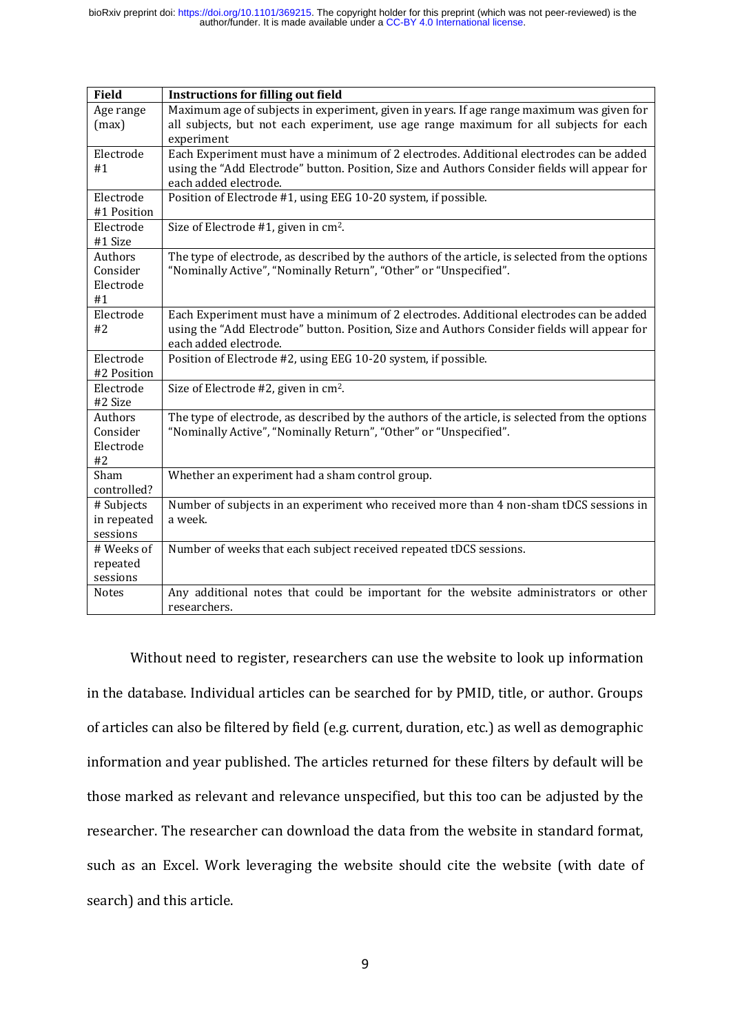| Field | Instructions for filling out field |
|---|---|
| Age range (max) | Maximum age of subjects in experiment, given in years. If age range maximum was given for all subjects, but not each experiment, use age range maximum for all subjects for each experiment |
| Electrode #1 | Each Experiment must have a minimum of 2 electrodes. Additional electrodes can be added using the "Add Electrode" button. Position, Size and Authors Consider fields will appear for each added electrode. |
| Electrode #1 Position | Position of Electrode #1, using EEG 10-20 system, if possible. |
| Electrode #1 Size | Size of Electrode #1, given in $cm^2$. |
| Authors Consider Electrode #1 | The type of electrode, as described by the authors of the article, is selected from the options "Nominally Active", "Nominally Return", "Other" or "Unspecified". |
| Electrode #2 | Each Experiment must have a minimum of 2 electrodes. Additional electrodes can be added using the "Add Electrode" button. Position, Size and Authors Consider fields will appear for each added electrode. |
| Electrode #2 Position | Position of Electrode #2, using EEG 10-20 system, if possible. |
| Electrode #2 Size | Size of Electrode #2, given in $cm^2$. |
| Authors Consider Electrode #2 | The type of electrode, as described by the authors of the article, is selected from the options "Nominally Active", "Nominally Return", "Other" or "Unspecified". |
| Sham controlled? | Whether an experiment had a sham control group. |
| # Subjects in repeated sessions | Number of subjects in an experiment who received more than 4 non-sham tDCS sessions in a week. |
| # Weeks of repeated sessions | Number of weeks that each subject received repeated tDCS sessions. |
| Notes | Any additional notes that could be important for the website administrators or other researchers. |

Without need to register, researchers can use the website to look up information in the database. Individual articles can be searched for by PMID, title, or author. Groups of articles can also be filtered by field (e.g. current, duration, etc.) as well as demographic information and year published. The articles returned for these filters by default will be those marked as relevant and relevance unspecified, but this too can be adjusted by the researcher. The researcher can download the data from the website in standard format, such as an Excel. Work leveraging the website should cite the website (with date of search) and this article.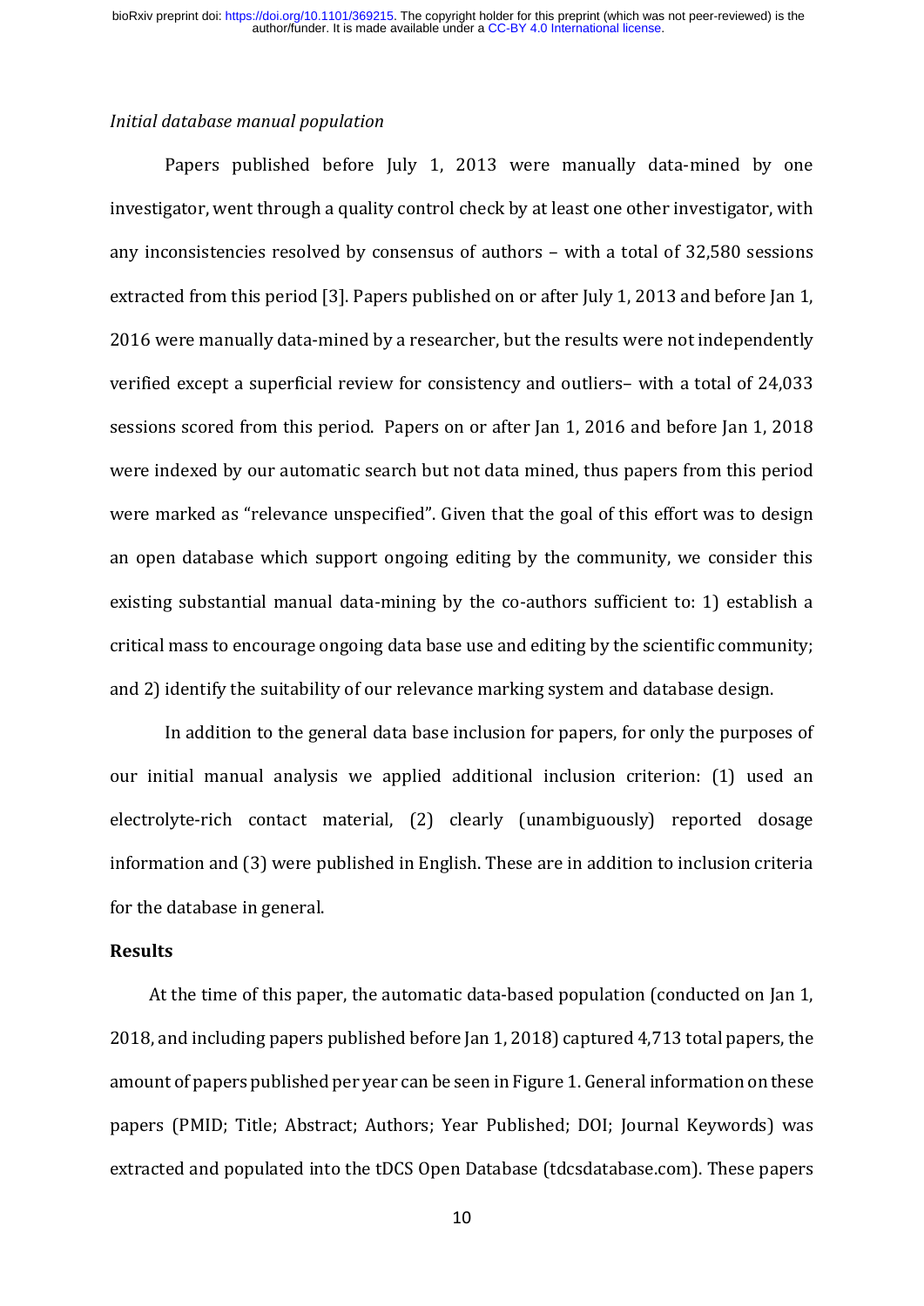*Initial database manual population*

Papers published before July 1, 2013 were manually data-mined by one investigator, went through a quality control check by at least one other investigator, with any inconsistencies resolved by consensus of authors – with a total of 32,580 sessions extracted from this period [3]. Papers published on or after July 1, 2013 and before Jan 1, 2016 were manually data-mined by a researcher, but the results were not independently verified except a superficial review for consistency and outliers– with a total of 24,033 sessions scored from this period. Papers on or after Jan 1, 2016 and before Jan 1, 2018 were indexed by our automatic search but not data mined, thus papers from this period were marked as "relevance unspecified". Given that the goal of this effort was to design an open database which support ongoing editing by the community, we consider this existing substantial manual data-mining by the co-authors sufficient to: 1) establish a critical mass to encourage ongoing data base use and editing by the scientific community; and 2) identify the suitability of our relevance marking system and database design.

In addition to the general data base inclusion for papers, for only the purposes of our initial manual analysis we applied additional inclusion criterion: (1) used an electrolyte-rich contact material, (2) clearly (unambiguously) reported dosage information and (3) were published in English. These are in addition to inclusion criteria for the database in general.

## Results

At the time of this paper, the automatic data-based population (conducted on Jan 1, 2018, and including papers published before Jan 1, 2018) captured 4,713 total papers, the amount of papers published per year can be seen in Figure 1. General information on these papers (PMID; Title; Abstract; Authors; Year Published; DOI; Journal Keywords) was extracted and populated into the tDCS Open Database (tdcsdatabase.com). These papers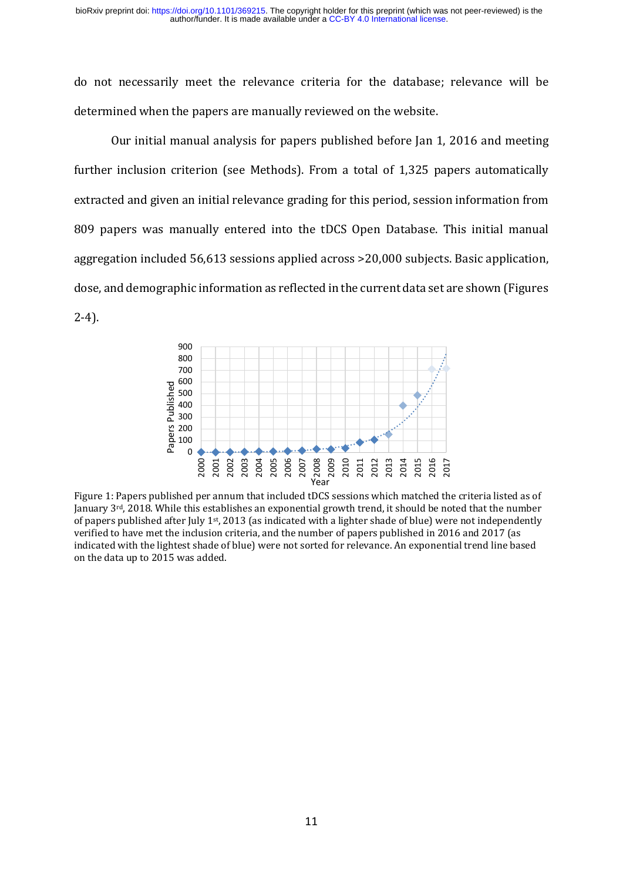do not necessarily meet the relevance criteria for the database; relevance will be determined when the papers are manually reviewed on the website.

Our initial manual analysis for papers published before Jan 1, 2016 and meeting further inclusion criterion (see Methods). From a total of 1,325 papers automatically extracted and given an initial relevance grading for this period, session information from 809 papers was manually entered into the tDCS Open Database. This initial manual aggregation included 56,613 sessions applied across >20,000 subjects. Basic application, dose, and demographic information as reflected in the current data set are shown (Figures 2-4).

Papers Published
900
800
700
600
500
400
300
200
100
0
2000
2001
2002
2003
2004
2005
2006
2007
2008
2009
2010
2011
2012
2013
2014
2015
2016
2017
Year

Figure 1: Papers published per annum that included tDCS sessions which matched the criteria listed as of January 3rd, 2018. While this establishes an exponential growth trend, it should be noted that the number of papers published after July 1st, 2013 (as indicated with a lighter shade of blue) were not independently verified to have met the inclusion criteria, and the number of papers published in 2016 and 2017 (as indicated with the lightest shade of blue) were not sorted for relevance. An exponential trend line based on the data up to 2015 was added.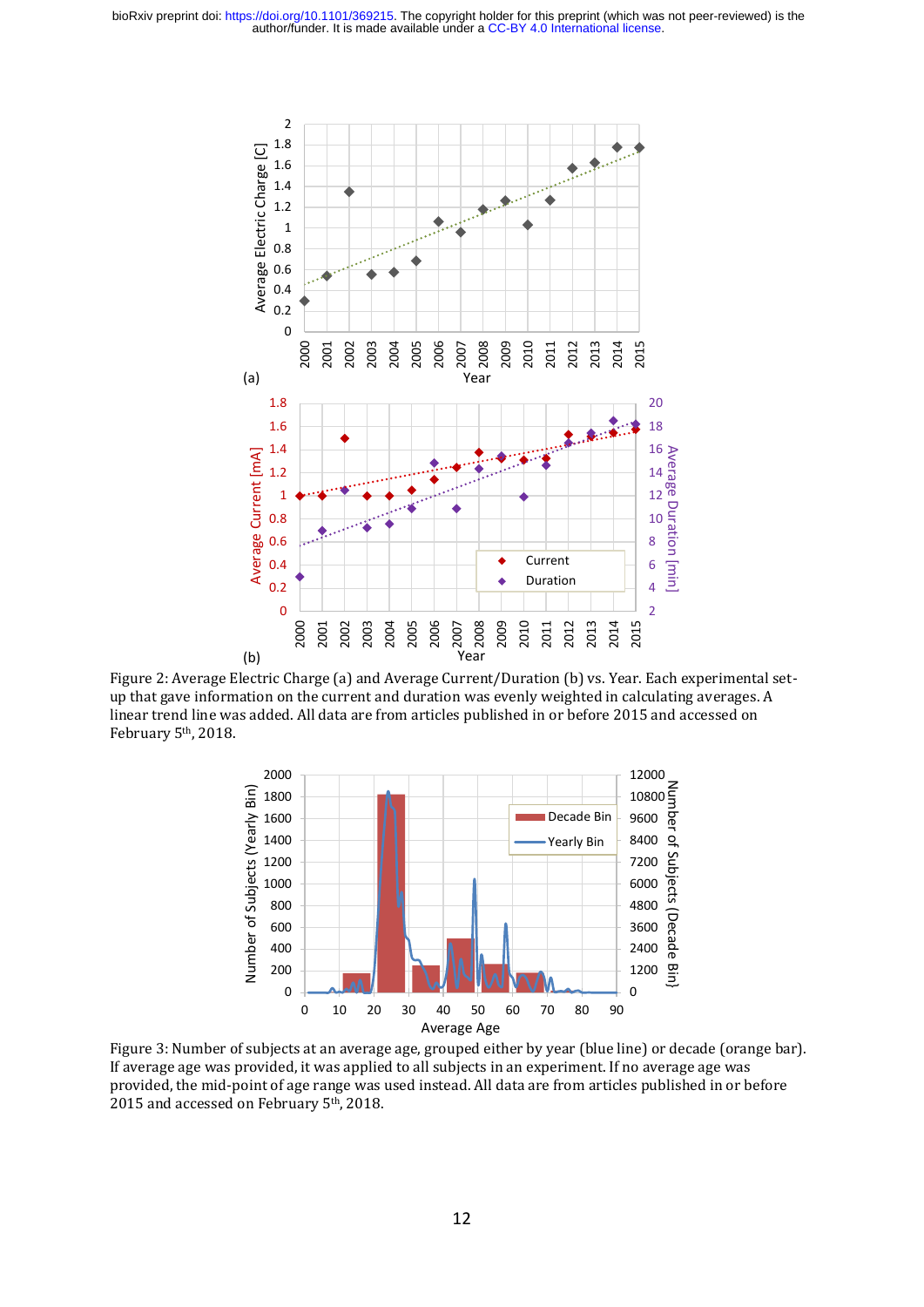Figure 2: Average Electric Charge (a) and Average Current/Duration (b) vs. Year. Each experimental set-up that gave information on the current and duration was evenly weighted in calculating averages. A linear trend line was added. All data are from articles published in or before 2015 and accessed on February 5th, 2018.

Figure 3: Number of subjects at an average age, grouped either by year (blue line) or decade (orange bar). If average age was provided, it was applied to all subjects in an experiment. If no average age was provided, the mid-point of age range was used instead. All data are from articles published in or before 2015 and accessed on February 5th, 2018.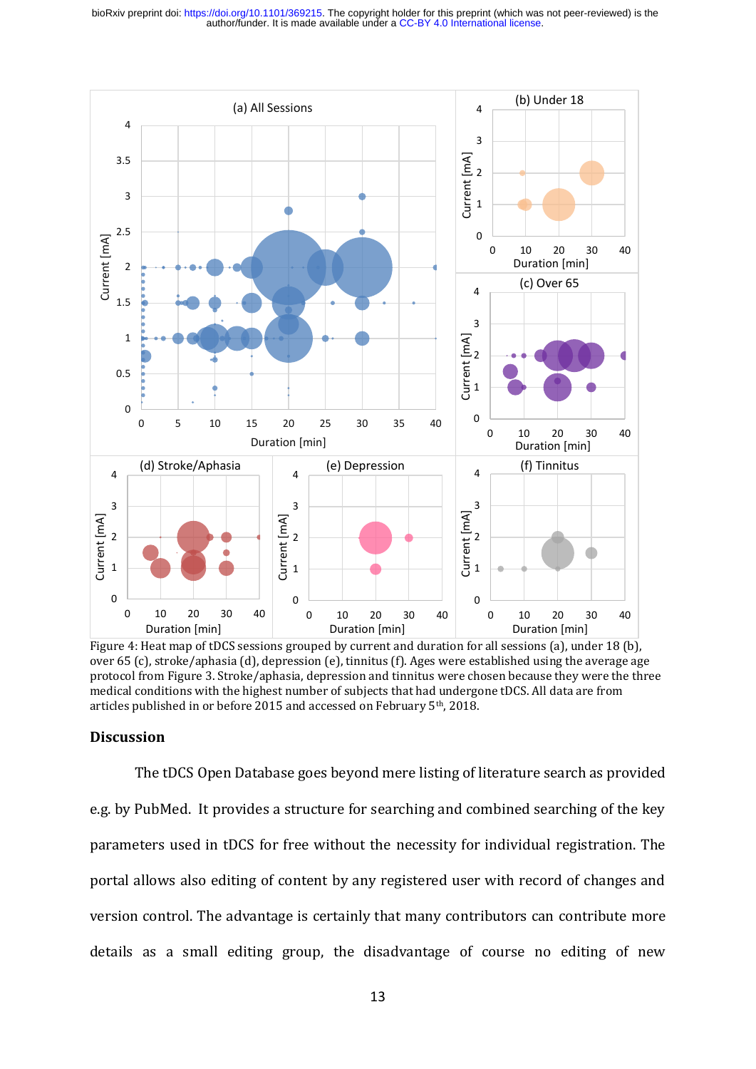(a) All Sessions

Current [mA]

4
3.5
3
2.5
2
1.5
1
0.5
0

0 5 10 15 20 25 30 35 40

Duration [min]

(b) Under 18

Current [mA]

4
3
2
1
0

0 10 20 30 40

Duration [min]

(c) Over 65

Current [mA]

4
3
2
1
0

0 10 20 30 40

Duration [min]

(d) Stroke/Aphasia

Current [mA]

4
3
2
1
0

0 10 20 30 40

Duration [min]

(e) Depression

Current [mA]

4
3
2
1
0

0 10 20 30 40

Duration [min]

(f) Tinnitus

Current [mA]

4
3
2
1
0

0 10 20 30 40

Duration [min]

Figure 4: Heat map of tDCS sessions grouped by current and duration for all sessions (a), under 18 (b), over 65 (c), stroke/aphasia (d), depression (e), tinnitus (f). Ages were established using the average age protocol from Figure 3. Stroke/aphasia, depression and tinnitus were chosen because they were the three medical conditions with the highest number of subjects that had undergone tDCS. All data are from articles published in or before 2015 and accessed on February 5th, 2018.

## Discussion

The tDCS Open Database goes beyond mere listing of literature search as provided e.g. by PubMed. It provides a structure for searching and combined searching of the key parameters used in tDCS for free without the necessity for individual registration. The portal allows also editing of content by any registered user with record of changes and version control. The advantage is certainly that many contributors can contribute more details as a small editing group, the disadvantage of course no editing of new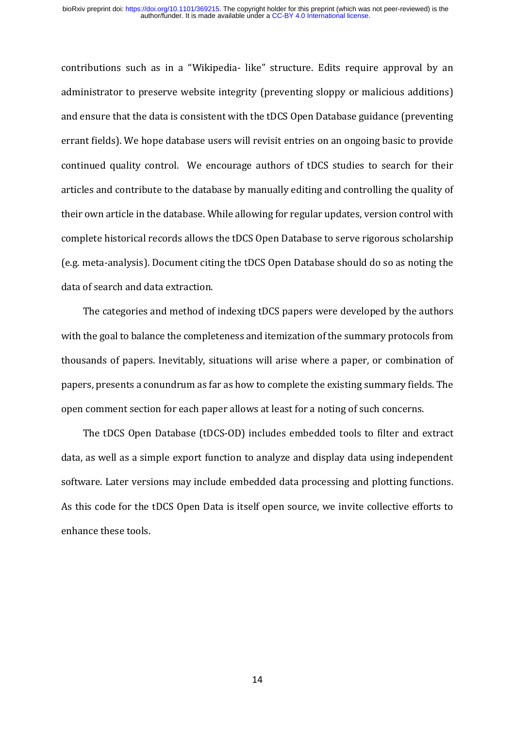contributions such as in a "Wikipedia- like" structure. Edits require approval by an administrator to preserve website integrity (preventing sloppy or malicious additions) and ensure that the data is consistent with the tDCS Open Database guidance (preventing errant fields). We hope database users will revisit entries on an ongoing basic to provide continued quality control. We encourage authors of tDCS studies to search for their articles and contribute to the database by manually editing and controlling the quality of their own article in the database. While allowing for regular updates, version control with complete historical records allows the tDCS Open Database to serve rigorous scholarship (e.g. meta-analysis). Document citing the tDCS Open Database should do so as noting the data of search and data extraction.

The categories and method of indexing tDCS papers were developed by the authors with the goal to balance the completeness and itemization of the summary protocols from thousands of papers. Inevitably, situations will arise where a paper, or combination of papers, presents a conundrum as far as how to complete the existing summary fields. The open comment section for each paper allows at least for a noting of such concerns.

The tDCS Open Database (tDCS-OD) includes embedded tools to filter and extract data, as well as a simple export function to analyze and display data using independent software. Later versions may include embedded data processing and plotting functions. As this code for the tDCS Open Data is itself open source, we invite collective efforts to enhance these tools.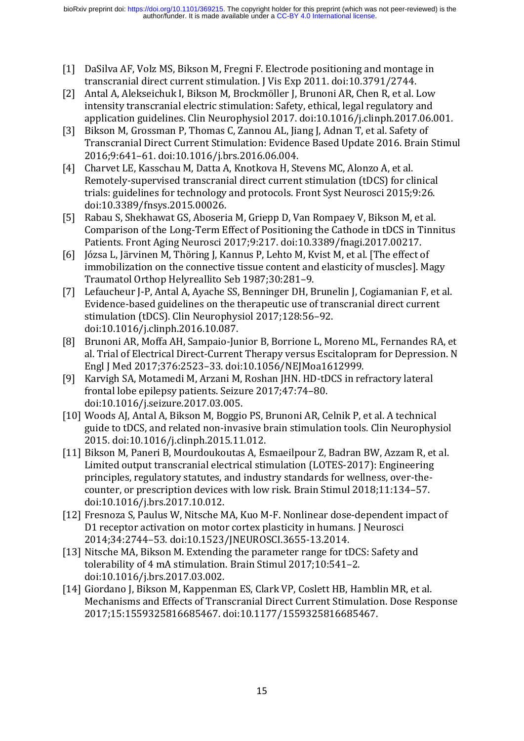[1] DaSilva AF, Volz MS, Bikson M, Fregni F. Electrode positioning and montage in transcranial direct current stimulation. J Vis Exp 2011. doi:10.3791/2744.

[2] Antal A, Alekseichuk I, Bikson M, Brockmöller J, Brunoni AR, Chen R, et al. Low intensity transcranial electric stimulation: Safety, ethical, legal regulatory and application guidelines. Clin Neurophysiol 2017. doi:10.1016/j.clinph.2017.06.001.

[3] Bikson M, Grossman P, Thomas C, Zannou AL, Jiang J, Adnan T, et al. Safety of Transcranial Direct Current Stimulation: Evidence Based Update 2016. Brain Stimul 2016;9:641–61. doi:10.1016/j.brs.2016.06.004.

[4] Charvet LE, Kasschau M, Datta A, Knotkova H, Stevens MC, Alonzo A, et al. Remotely-supervised transcranial direct current stimulation (tDCS) for clinical trials: guidelines for technology and protocols. Front Syst Neurosci 2015;9:26. doi:10.3389/fnsys.2015.00026.

[5] Rabau S, Shekhawat GS, Aboseria M, Griepp D, Van Rompaey V, Bikson M, et al. Comparison of the Long-Term Effect of Positioning the Cathode in tDCS in Tinnitus Patients. Front Aging Neurosci 2017;9:217. doi:10.3389/fnagi.2017.00217.

[6] Józsa L, Järvinen M, Thöring J, Kannus P, Lehto M, Kvist M, et al. [The effect of immobilization on the connective tissue content and elasticity of muscles]. Magy Traumatol Orthop Helyreallito Seb 1987;30:281–9.

[7] Lefaucheur J-P, Antal A, Ayache SS, Benninger DH, Brunelin J, Cogiamanian F, et al. Evidence-based guidelines on the therapeutic use of transcranial direct current stimulation (tDCS). Clin Neurophysiol 2017;128:56–92. doi:10.1016/j.clinph.2016.10.087.

[8] Brunoni AR, Moffa AH, Sampaio-Junior B, Borrione L, Moreno ML, Fernandes RA, et al. Trial of Electrical Direct-Current Therapy versus Escitalopram for Depression. N Engl J Med 2017;376:2523–33. doi:10.1056/NEJMoa1612999.

[9] Karvigh SA, Motamedi M, Arzani M, Roshan JHN. HD-tDCS in refractory lateral frontal lobe epilepsy patients. Seizure 2017;47:74–80. doi:10.1016/j.seizure.2017.03.005.

[10] Woods AJ, Antal A, Bikson M, Boggio PS, Brunoni AR, Celnik P, et al. A technical guide to tDCS, and related non-invasive brain stimulation tools. Clin Neurophysiol 2015. doi:10.1016/j.clinph.2015.11.012.

[11] Bikson M, Paneri B, Mourdoukoutas A, Esmaeilpour Z, Badran BW, Azzam R, et al. Limited output transcranial electrical stimulation (LOTES-2017): Engineering principles, regulatory statutes, and industry standards for wellness, over-the-counter, or prescription devices with low risk. Brain Stimul 2018;11:134–57. doi:10.1016/j.brs.2017.10.012.

[12] Fresnoza S, Paulus W, Nitsche MA, Kuo M-F. Nonlinear dose-dependent impact of D1 receptor activation on motor cortex plasticity in humans. J Neurosci 2014;34:2744–53. doi:10.1523/JNEUROSCI.3655-13.2014.

[13] Nitsche MA, Bikson M. Extending the parameter range for tDCS: Safety and tolerability of 4 mA stimulation. Brain Stimul 2017;10:541–2. doi:10.1016/j.brs.2017.03.002.

[14] Giordano J, Bikson M, Kappenman ES, Clark VP, Coslett HB, Hamblin MR, et al. Mechanisms and Effects of Transcranial Direct Current Stimulation. Dose Response 2017;15:1559325816685467. doi:10.1177/1559325816685467.